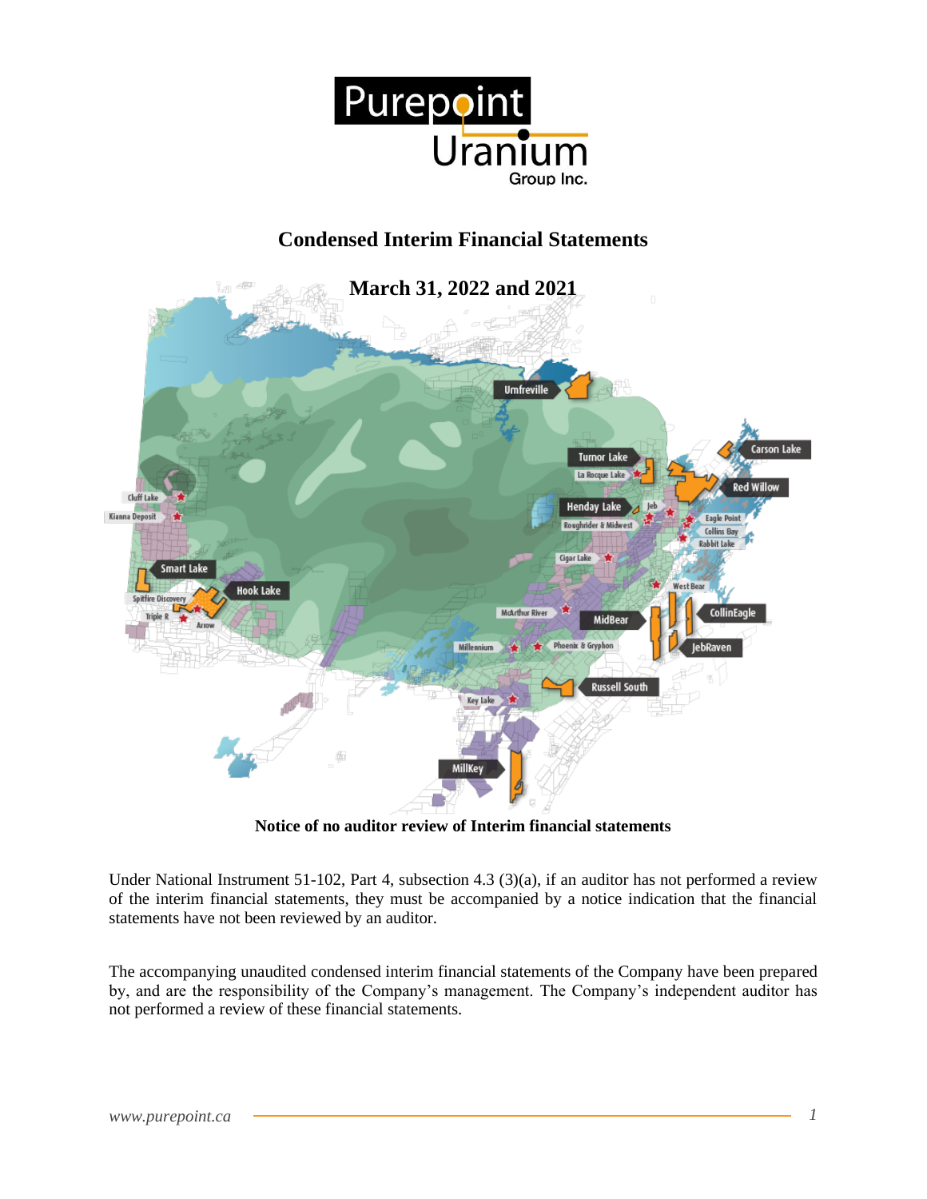# Condensed Interim Financial Statements

## March 31, 2022 and 2021

**Notice of no auditor review of Interim financial statements**

Under National Instrument 51-102, Part 4, subsection 4.3 (3)(a), if an auditor has not performed a review of the interim financial statements, they must be accompanied by a notice indication that the financial statements have not been reviewed by an auditor.

The accompanying unaudited condensed interim financial statements of the Company have been prepared by, and are the responsibility of the Company's management. The Company's independent auditor has not performed a review of these financial statements.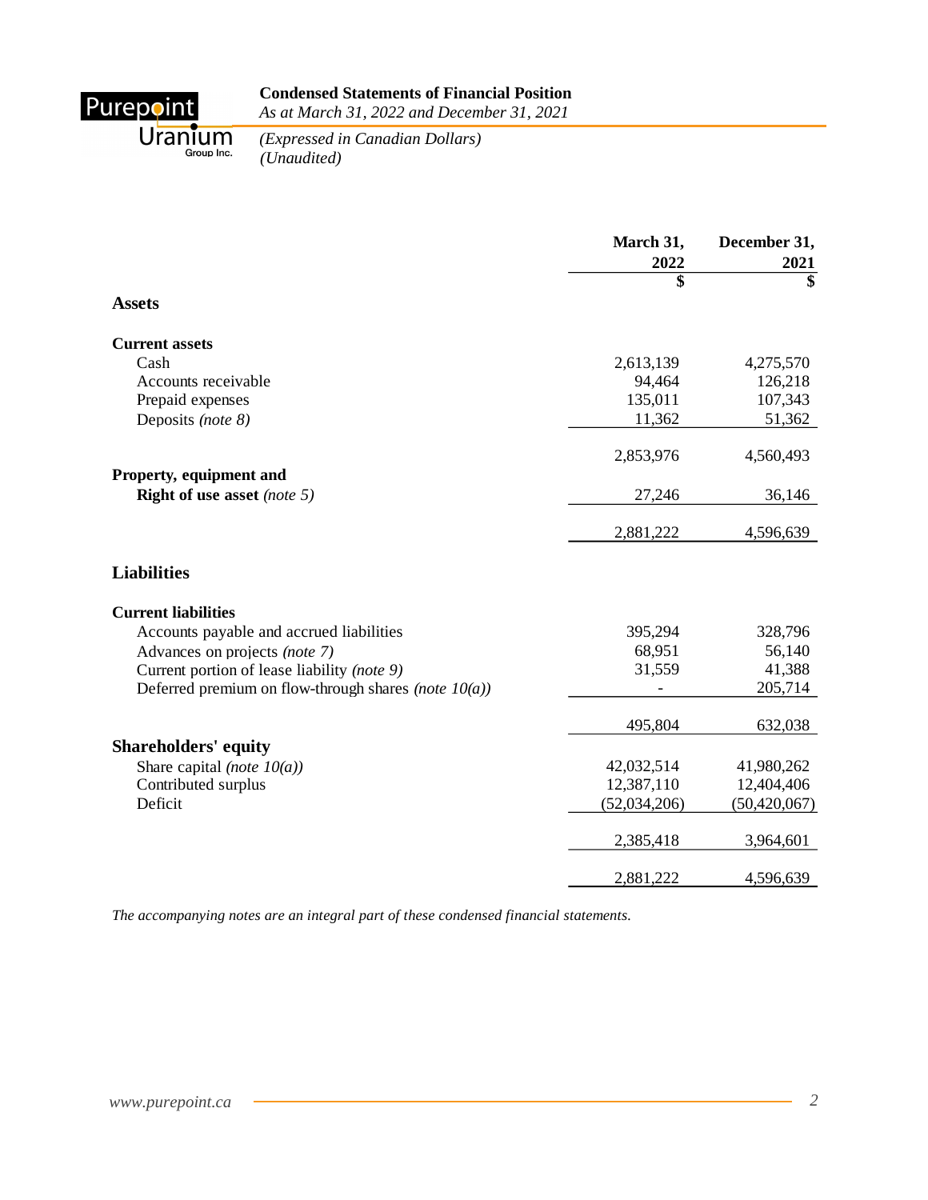# Condensed Statements of Financial Position

*As at March 31, 2022 and December 31, 2021*

*(Expressed in Canadian Dollars)*
*(Unaudited)*

| | March 31, 2022 | December 31, 2021 |
|---|---|---|
| | $ | $ |
| **Assets** | | |
| **Current assets** | | |
| Cash | 2,613,139 | 4,275,570 |
| Accounts receivable | 94,464 | 126,218 |
| Prepaid expenses | 135,011 | 107,343 |
| Deposits *(note 8)* | 11,362 | 51,362 |
| | 2,853,976 | 4,560,493 |
| **Property, equipment and Right of use asset** *(note 5)* | 27,246 | 36,146 |
| | 2,881,222 | 4,596,639 |
| **Liabilities** | | |
| **Current liabilities** | | |
| Accounts payable and accrued liabilities | 395,294 | 328,796 |
| Advances on projects *(note 7)* | 68,951 | 56,140 |
| Current portion of lease liability *(note 9)* | 31,559 | 41,388 |
| Deferred premium on flow-through shares *(note 10(a))* | - | 205,714 |
| | 495,804 | 632,038 |
| **Shareholders' equity** | | |
| Share capital *(note 10(a))* | 42,032,514 | 41,980,262 |
| Contributed surplus | 12,387,110 | 12,404,406 |
| Deficit | (52,034,206) | (50,420,067) |
| | 2,385,418 | 3,964,601 |
| | 2,881,222 | 4,596,639 |

*The accompanying notes are an integral part of these condensed financial statements.*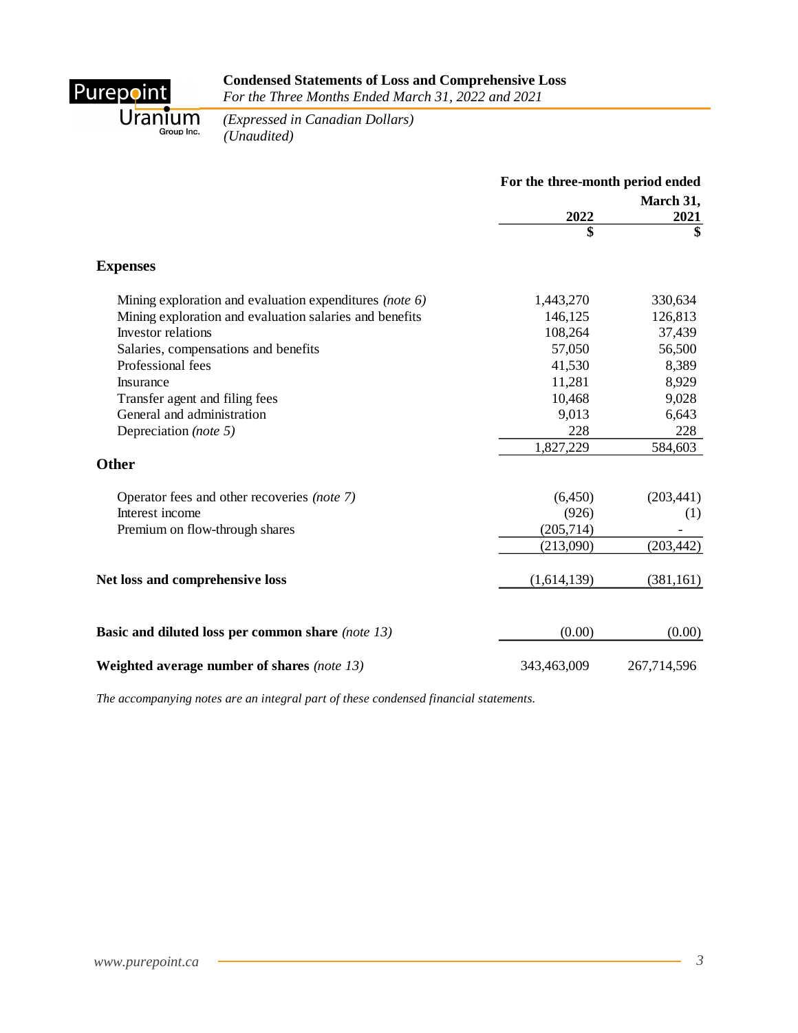**Purepoint Uranium Group Inc.**

# Condensed Statements of Loss and Comprehensive Loss

*For the Three Months Ended March 31, 2022 and 2021*

*(Expressed in Canadian Dollars)*
*(Unaudited)*

| | For the three-month period ended March 31, | |
|---|---|---|
| | 2022 | 2021 |
| | $ | $ |
| **Expenses** | | |
| Mining exploration and evaluation expenditures *(note 6)* | 1,443,270 | 330,634 |
| Mining exploration and evaluation salaries and benefits | 146,125 | 126,813 |
| Investor relations | 108,264 | 37,439 |
| Salaries, compensations and benefits | 57,050 | 56,500 |
| Professional fees | 41,530 | 8,389 |
| Insurance | 11,281 | 8,929 |
| Transfer agent and filing fees | 10,468 | 9,028 |
| General and administration | 9,013 | 6,643 |
| Depreciation *(note 5)* | 228 | 228 |
| | 1,827,229 | 584,603 |
| **Other** | | |
| Operator fees and other recoveries *(note 7)* | (6,450) | (203,441) |
| Interest income | (926) | (1) |
| Premium on flow-through shares | (205,714) | - |
| | (213,090) | (203,442) |
| **Net loss and comprehensive loss** | (1,614,139) | (381,161) |
| **Basic and diluted loss per common share** *(note 13)* | (0.00) | (0.00) |
| **Weighted average number of shares** *(note 13)* | 343,463,009 | 267,714,596 |

*The accompanying notes are an integral part of these condensed financial statements.*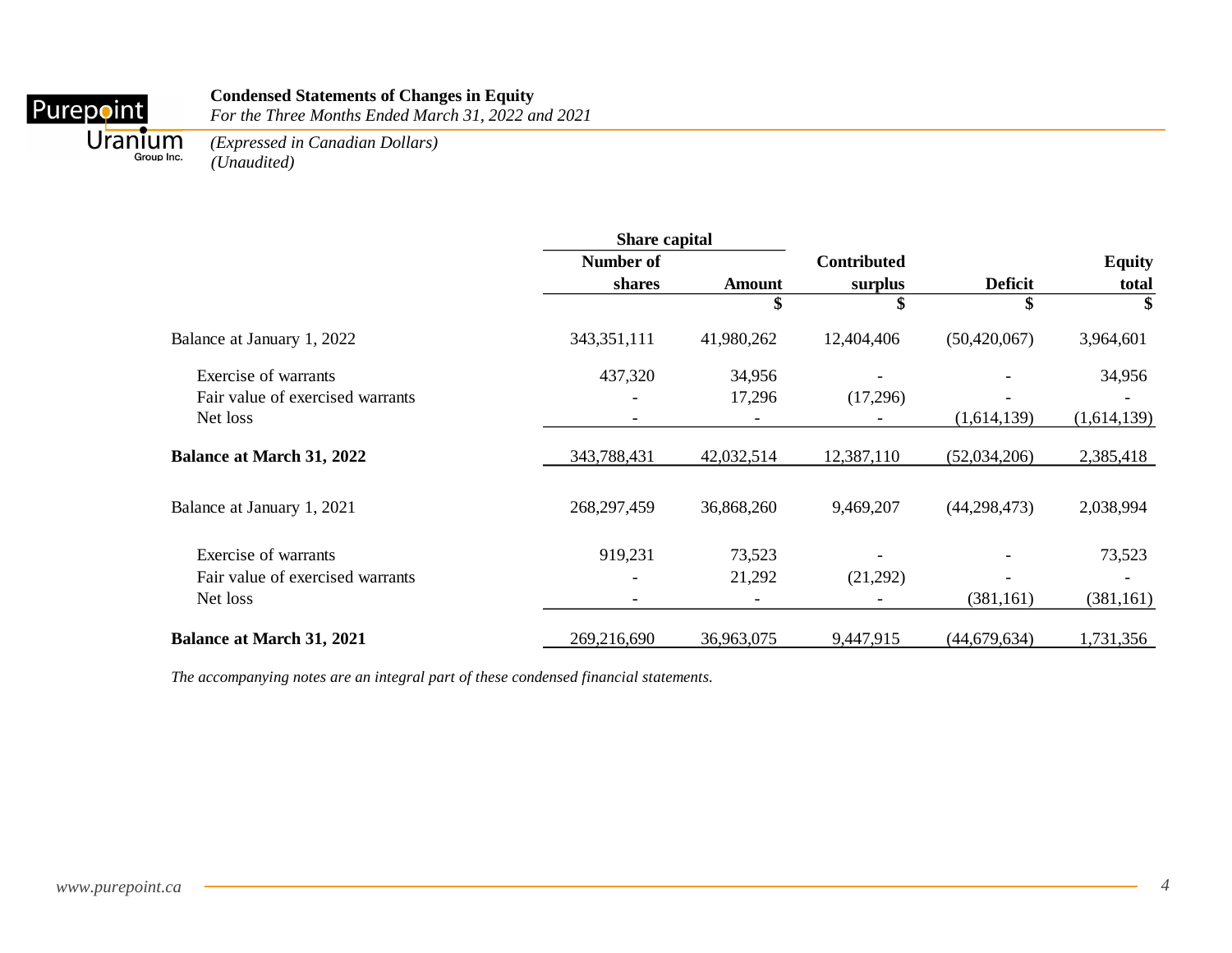Purepoint Uranium Group Inc.

## Condensed Statements of Changes in Equity

*For the Three Months Ended March 31, 2022 and 2021*

*(Expressed in Canadian Dollars)*
*(Unaudited)*

| | Share capital | | | | |
|---|---|---|---|---|---|
| | **Number of shares** | **Amount** | **Contributed surplus** | **Deficit** | **Equity total** |
| | | **$** | **$** | **$** | **$** |
| Balance at January 1, 2022 | 343,351,111 | 41,980,262 | 12,404,406 | (50,420,067) | 3,964,601 |
| Exercise of warrants | 437,320 | 34,956 | - | - | 34,956 |
| Fair value of exercised warrants | - | 17,296 | (17,296) | - | - |
| Net loss | - | - | - | (1,614,139) | (1,614,139) |
| **Balance at March 31, 2022** | 343,788,431 | 42,032,514 | 12,387,110 | (52,034,206) | 2,385,418 |
| Balance at January 1, 2021 | 268,297,459 | 36,868,260 | 9,469,207 | (44,298,473) | 2,038,994 |
| Exercise of warrants | 919,231 | 73,523 | - | - | 73,523 |
| Fair value of exercised warrants | - | 21,292 | (21,292) | - | - |
| Net loss | - | - | - | (381,161) | (381,161) |
| **Balance at March 31, 2021** | 269,216,690 | 36,963,075 | 9,447,915 | (44,679,634) | 1,731,356 |

*The accompanying notes are an integral part of these condensed financial statements.*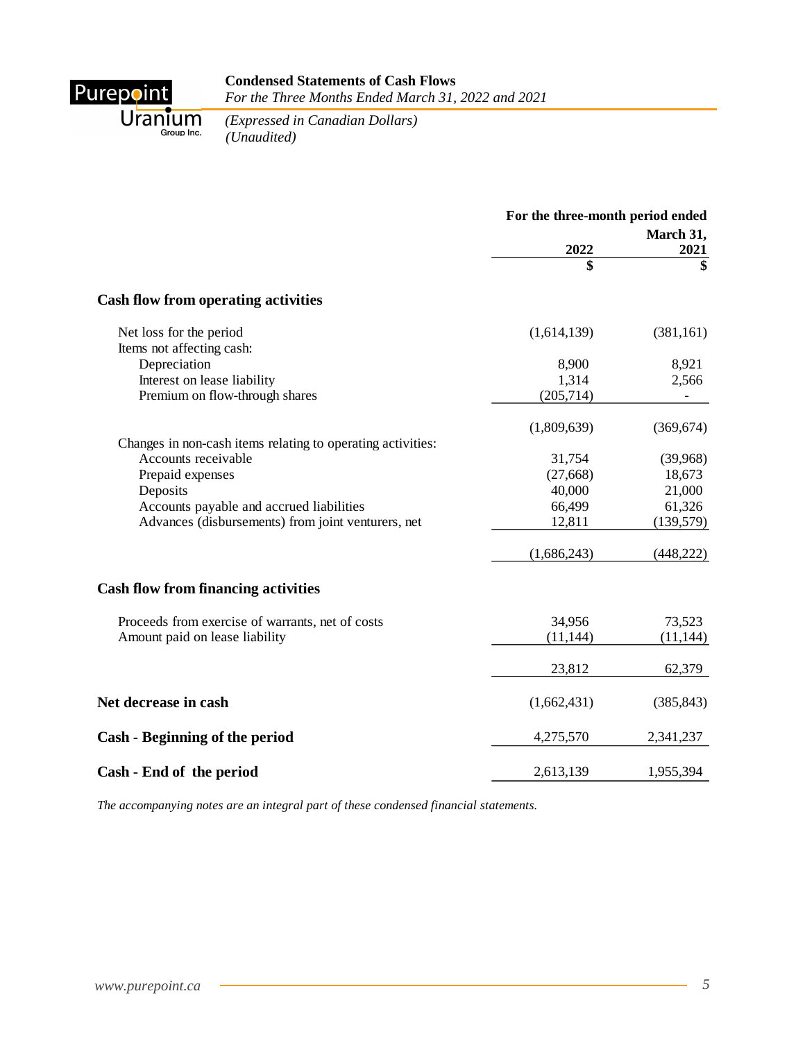**Condensed Statements of Cash Flows**
*For the Three Months Ended March 31, 2022 and 2021*

*(Expressed in Canadian Dollars)*
*(Unaudited)*

| | For the three-month period ended | |
|---|---|---|
| | 2022 | March 31, 2021 |
| | $ | $ |
| **Cash flow from operating activities** | | |
| Net loss for the period | (1,614,139) | (381,161) |
| Items not affecting cash: | | |
| Depreciation | 8,900 | 8,921 |
| Interest on lease liability | 1,314 | 2,566 |
| Premium on flow-through shares | (205,714) | - |
| | (1,809,639) | (369,674) |
| Changes in non-cash items relating to operating activities: | | |
| Accounts receivable | 31,754 | (39,968) |
| Prepaid expenses | (27,668) | 18,673 |
| Deposits | 40,000 | 21,000 |
| Accounts payable and accrued liabilities | 66,499 | 61,326 |
| Advances (disbursements) from joint venturers, net | 12,811 | (139,579) |
| | (1,686,243) | (448,222) |
| **Cash flow from financing activities** | | |
| Proceeds from exercise of warrants, net of costs | 34,956 | 73,523 |
| Amount paid on lease liability | (11,144) | (11,144) |
| | 23,812 | 62,379 |
| **Net decrease in cash** | (1,662,431) | (385,843) |
| **Cash - Beginning of the period** | 4,275,570 | 2,341,237 |
| **Cash - End of the period** | 2,613,139 | 1,955,394 |

*The accompanying notes are an integral part of these condensed financial statements.*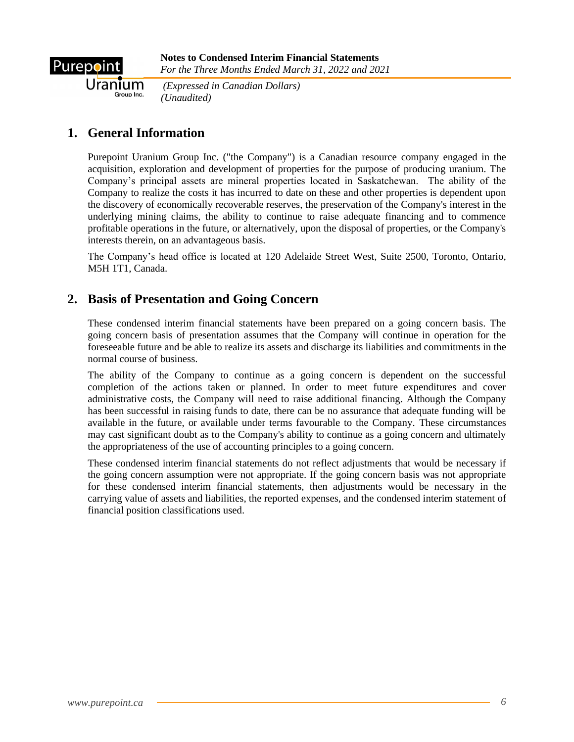## 1. General Information

Purepoint Uranium Group Inc. ("the Company") is a Canadian resource company engaged in the acquisition, exploration and development of properties for the purpose of producing uranium. The Company's principal assets are mineral properties located in Saskatchewan. The ability of the Company to realize the costs it has incurred to date on these and other properties is dependent upon the discovery of economically recoverable reserves, the preservation of the Company's interest in the underlying mining claims, the ability to continue to raise adequate financing and to commence profitable operations in the future, or alternatively, upon the disposal of properties, or the Company's interests therein, on an advantageous basis.

The Company's head office is located at 120 Adelaide Street West, Suite 2500, Toronto, Ontario, M5H 1T1, Canada.

## 2. Basis of Presentation and Going Concern

These condensed interim financial statements have been prepared on a going concern basis. The going concern basis of presentation assumes that the Company will continue in operation for the foreseeable future and be able to realize its assets and discharge its liabilities and commitments in the normal course of business.

The ability of the Company to continue as a going concern is dependent on the successful completion of the actions taken or planned. In order to meet future expenditures and cover administrative costs, the Company will need to raise additional financing. Although the Company has been successful in raising funds to date, there can be no assurance that adequate funding will be available in the future, or available under terms favourable to the Company. These circumstances may cast significant doubt as to the Company's ability to continue as a going concern and ultimately the appropriateness of the use of accounting principles to a going concern.

These condensed interim financial statements do not reflect adjustments that would be necessary if the going concern assumption were not appropriate. If the going concern basis was not appropriate for these condensed interim financial statements, then adjustments would be necessary in the carrying value of assets and liabilities, the reported expenses, and the condensed interim statement of financial position classifications used.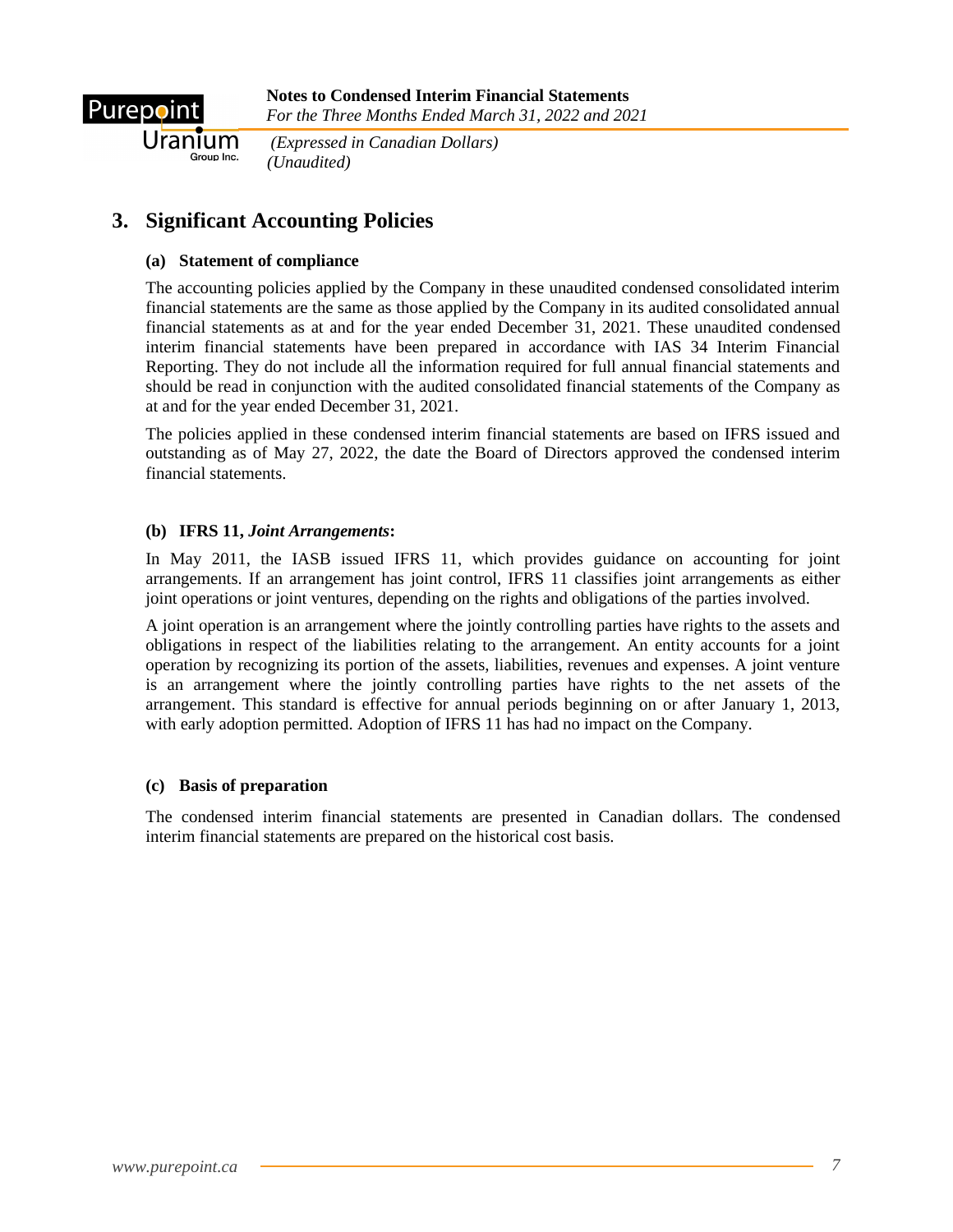## 3. Significant Accounting Policies

### (a) Statement of compliance

The accounting policies applied by the Company in these unaudited condensed consolidated interim financial statements are the same as those applied by the Company in its audited consolidated annual financial statements as at and for the year ended December 31, 2021. These unaudited condensed interim financial statements have been prepared in accordance with IAS 34 Interim Financial Reporting. They do not include all the information required for full annual financial statements and should be read in conjunction with the audited consolidated financial statements of the Company as at and for the year ended December 31, 2021.

The policies applied in these condensed interim financial statements are based on IFRS issued and outstanding as of May 27, 2022, the date the Board of Directors approved the condensed interim financial statements.

### (b) IFRS 11, *Joint Arrangements*:

In May 2011, the IASB issued IFRS 11, which provides guidance on accounting for joint arrangements. If an arrangement has joint control, IFRS 11 classifies joint arrangements as either joint operations or joint ventures, depending on the rights and obligations of the parties involved.

A joint operation is an arrangement where the jointly controlling parties have rights to the assets and obligations in respect of the liabilities relating to the arrangement. An entity accounts for a joint operation by recognizing its portion of the assets, liabilities, revenues and expenses. A joint venture is an arrangement where the jointly controlling parties have rights to the net assets of the arrangement. This standard is effective for annual periods beginning on or after January 1, 2013, with early adoption permitted. Adoption of IFRS 11 has had no impact on the Company.

### (c) Basis of preparation

The condensed interim financial statements are presented in Canadian dollars. The condensed interim financial statements are prepared on the historical cost basis.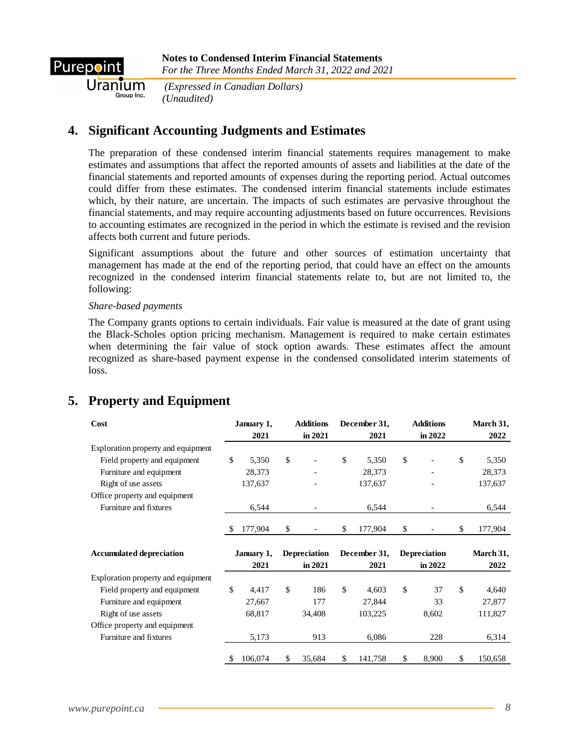## 4. Significant Accounting Judgments and Estimates

The preparation of these condensed interim financial statements requires management to make estimates and assumptions that affect the reported amounts of assets and liabilities at the date of the financial statements and reported amounts of expenses during the reporting period. Actual outcomes could differ from these estimates. The condensed interim financial statements include estimates which, by their nature, are uncertain. The impacts of such estimates are pervasive throughout the financial statements, and may require accounting adjustments based on future occurrences. Revisions to accounting estimates are recognized in the period in which the estimate is revised and the revision affects both current and future periods.

Significant assumptions about the future and other sources of estimation uncertainty that management has made at the end of the reporting period, that could have an effect on the amounts recognized in the condensed interim financial statements relate to, but are not limited to, the following:

*Share-based payments*

The Company grants options to certain individuals. Fair value is measured at the date of grant using the Black-Scholes option pricing mechanism. Management is required to make certain estimates when determining the fair value of stock option awards. These estimates affect the amount recognized as share-based payment expense in the condensed consolidated interim statements of loss.

## 5. Property and Equipment

| Cost | January 1, 2021 | Additions in 2021 | December 31, 2021 | Additions in 2022 | March 31, 2022 |
|---|---|---|---|---|---|
| Exploration property and equipment | | | | | |
| Field property and equipment | $ 5,350 | $ - | $ 5,350 | $ - | $ 5,350 |
| Furniture and equipment | 28,373 | - | 28,373 | - | 28,373 |
| Right of use assets | 137,637 | - | 137,637 | - | 137,637 |
| Office property and equipment | | | | | |
| Furniture and fixtures | 6,544 | - | 6,544 | - | 6,544 |
| | $ 177,904 | $ - | $ 177,904 | $ - | $ 177,904 |

| Accumulated depreciation | January 1, 2021 | Depreciation in 2021 | December 31, 2021 | Depreciation in 2022 | March 31, 2022 |
|---|---|---|---|---|---|
| Exploration property and equipment | | | | | |
| Field property and equipment | $ 4,417 | $ 186 | $ 4,603 | $ 37 | $ 4,640 |
| Furniture and equipment | 27,667 | 177 | 27,844 | 33 | 27,877 |
| Right of use assets | 68,817 | 34,408 | 103,225 | 8,602 | 111,827 |
| Office property and equipment | | | | | |
| Furniture and fixtures | 5,173 | 913 | 6,086 | 228 | 6,314 |
| | $ 106,074 | $ 35,684 | $ 141,758 | $ 8,900 | $ 150,658 |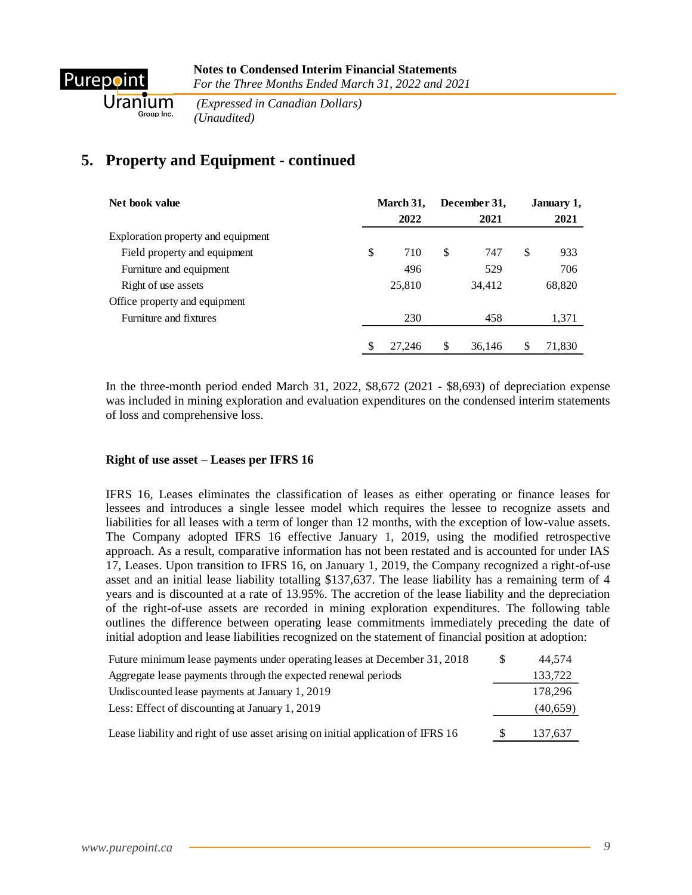## 5. Property and Equipment - continued

| Net book value | March 31, 2022 | December 31, 2021 | January 1, 2021 |
|---|---|---|---|
| Exploration property and equipment | | | |
| Field property and equipment | $ 710 | $ 747 | $ 933 |
| Furniture and equipment | 496 | 529 | 706 |
| Right of use assets | 25,810 | 34,412 | 68,820 |
| Office property and equipment | | | |
| Furniture and fixtures | 230 | 458 | 1,371 |
| | $ 27,246 | $ 36,146 | $ 71,830 |

In the three-month period ended March 31, 2022, $8,672 (2021 - $8,693) of depreciation expense was included in mining exploration and evaluation expenditures on the condensed interim statements of loss and comprehensive loss.

**Right of use asset – Leases per IFRS 16**

IFRS 16, Leases eliminates the classification of leases as either operating or finance leases for lessees and introduces a single lessee model which requires the lessee to recognize assets and liabilities for all leases with a term of longer than 12 months, with the exception of low-value assets. The Company adopted IFRS 16 effective January 1, 2019, using the modified retrospective approach. As a result, comparative information has not been restated and is accounted for under IAS 17, Leases. Upon transition to IFRS 16, on January 1, 2019, the Company recognized a right-of-use asset and an initial lease liability totalling $137,637. The lease liability has a remaining term of 4 years and is discounted at a rate of 13.95%. The accretion of the lease liability and the depreciation of the right-of-use assets are recorded in mining exploration expenditures. The following table outlines the difference between operating lease commitments immediately preceding the date of initial adoption and lease liabilities recognized on the statement of financial position at adoption:

| | |
|---|---|
| Future minimum lease payments under operating leases at December 31, 2018 | $ 44,574 |
| Aggregate lease payments through the expected renewal periods | 133,722 |
| Undiscounted lease payments at January 1, 2019 | 178,296 |
| Less: Effect of discounting at January 1, 2019 | (40,659) |
| Lease liability and right of use asset arising on initial application of IFRS 16 | $ 137,637 |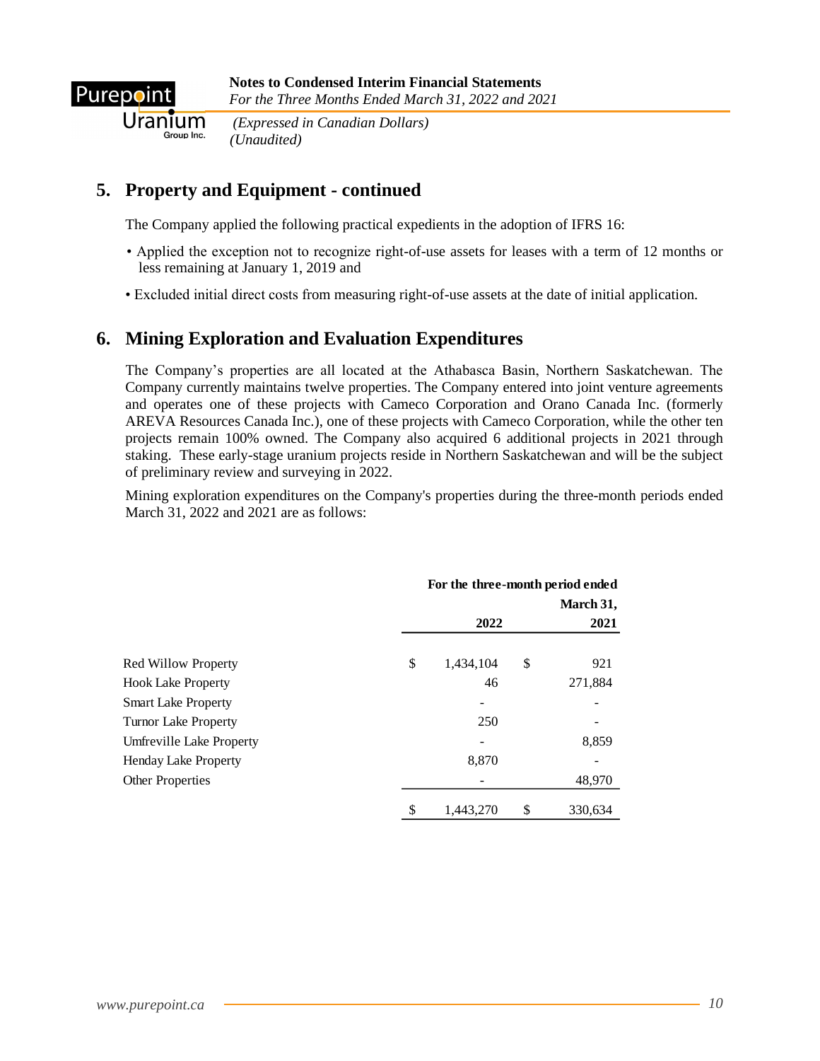## 5. Property and Equipment - continued

The Company applied the following practical expedients in the adoption of IFRS 16:

- Applied the exception not to recognize right-of-use assets for leases with a term of 12 months or less remaining at January 1, 2019 and
- Excluded initial direct costs from measuring right-of-use assets at the date of initial application.

## 6. Mining Exploration and Evaluation Expenditures

The Company's properties are all located at the Athabasca Basin, Northern Saskatchewan. The Company currently maintains twelve properties. The Company entered into joint venture agreements and operates one of these projects with Cameco Corporation and Orano Canada Inc. (formerly AREVA Resources Canada Inc.), one of these projects with Cameco Corporation, while the other ten projects remain 100% owned. The Company also acquired 6 additional projects in 2021 through staking. These early-stage uranium projects reside in Northern Saskatchewan and will be the subject of preliminary review and surveying in 2022.

Mining exploration expenditures on the Company's properties during the three-month periods ended March 31, 2022 and 2021 are as follows:

| | For the three-month period ended March 31, | |
|---|---|---|
| | 2022 | 2021 |
| Red Willow Property | $ 1,434,104 | $ 921 |
| Hook Lake Property | 46 | 271,884 |
| Smart Lake Property | - | - |
| Turnor Lake Property | 250 | - |
| Umfreville Lake Property | - | 8,859 |
| Henday Lake Property | 8,870 | - |
| Other Properties | - | 48,970 |
| | $ 1,443,270 | $ 330,634 |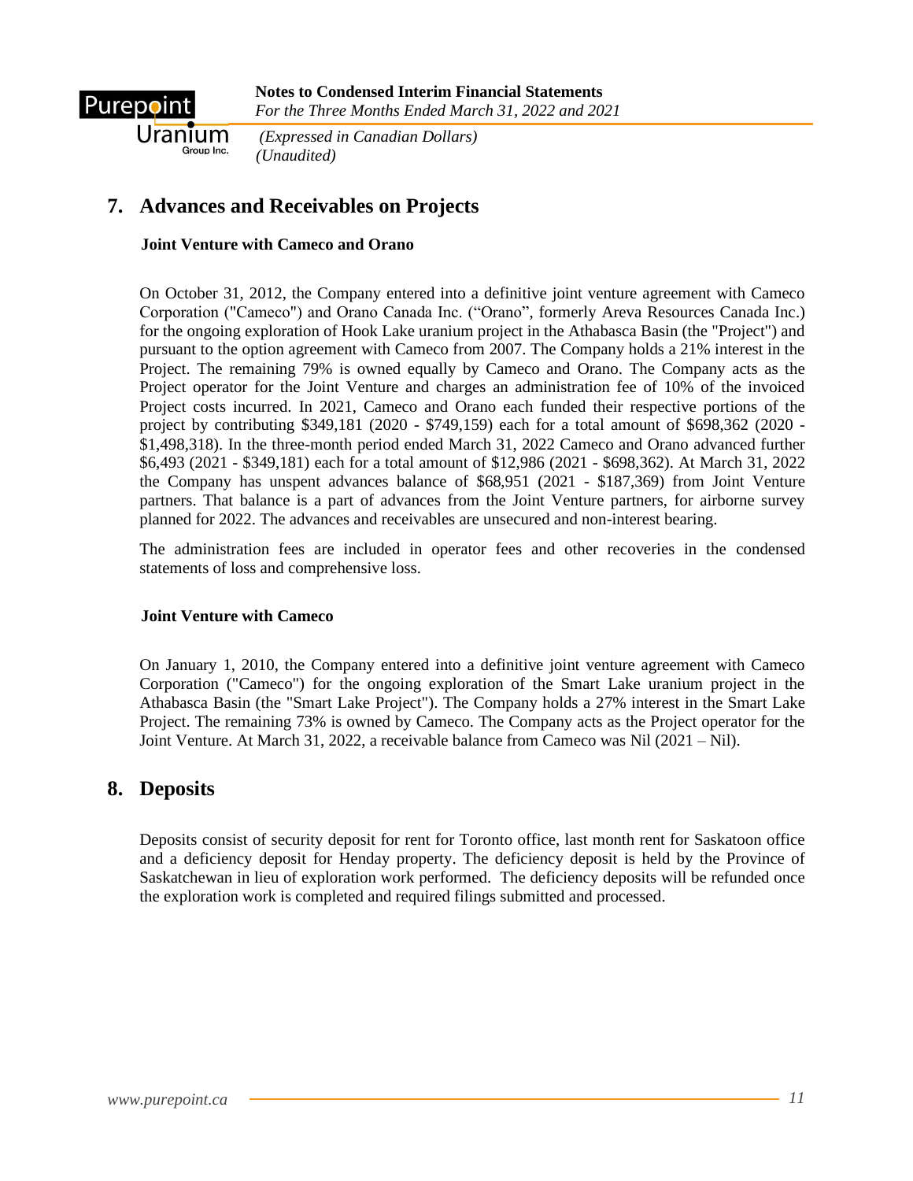## 7. Advances and Receivables on Projects

### Joint Venture with Cameco and Orano

On October 31, 2012, the Company entered into a definitive joint venture agreement with Cameco Corporation ("Cameco") and Orano Canada Inc. ("Orano", formerly Areva Resources Canada Inc.) for the ongoing exploration of Hook Lake uranium project in the Athabasca Basin (the "Project") and pursuant to the option agreement with Cameco from 2007. The Company holds a 21% interest in the Project. The remaining 79% is owned equally by Cameco and Orano. The Company acts as the Project operator for the Joint Venture and charges an administration fee of 10% of the invoiced Project costs incurred. In 2021, Cameco and Orano each funded their respective portions of the project by contributing $349,181 (2020 - $749,159) each for a total amount of $698,362 (2020 - $1,498,318). In the three-month period ended March 31, 2022 Cameco and Orano advanced further $6,493 (2021 - $349,181) each for a total amount of $12,986 (2021 - $698,362). At March 31, 2022 the Company has unspent advances balance of $68,951 (2021 - $187,369) from Joint Venture partners. That balance is a part of advances from the Joint Venture partners, for airborne survey planned for 2022. The advances and receivables are unsecured and non-interest bearing.

The administration fees are included in operator fees and other recoveries in the condensed statements of loss and comprehensive loss.

### Joint Venture with Cameco

On January 1, 2010, the Company entered into a definitive joint venture agreement with Cameco Corporation ("Cameco") for the ongoing exploration of the Smart Lake uranium project in the Athabasca Basin (the "Smart Lake Project"). The Company holds a 27% interest in the Smart Lake Project. The remaining 73% is owned by Cameco. The Company acts as the Project operator for the Joint Venture. At March 31, 2022, a receivable balance from Cameco was Nil (2021 – Nil).

## 8. Deposits

Deposits consist of security deposit for rent for Toronto office, last month rent for Saskatoon office and a deficiency deposit for Henday property. The deficiency deposit is held by the Province of Saskatchewan in lieu of exploration work performed. The deficiency deposits will be refunded once the exploration work is completed and required filings submitted and processed.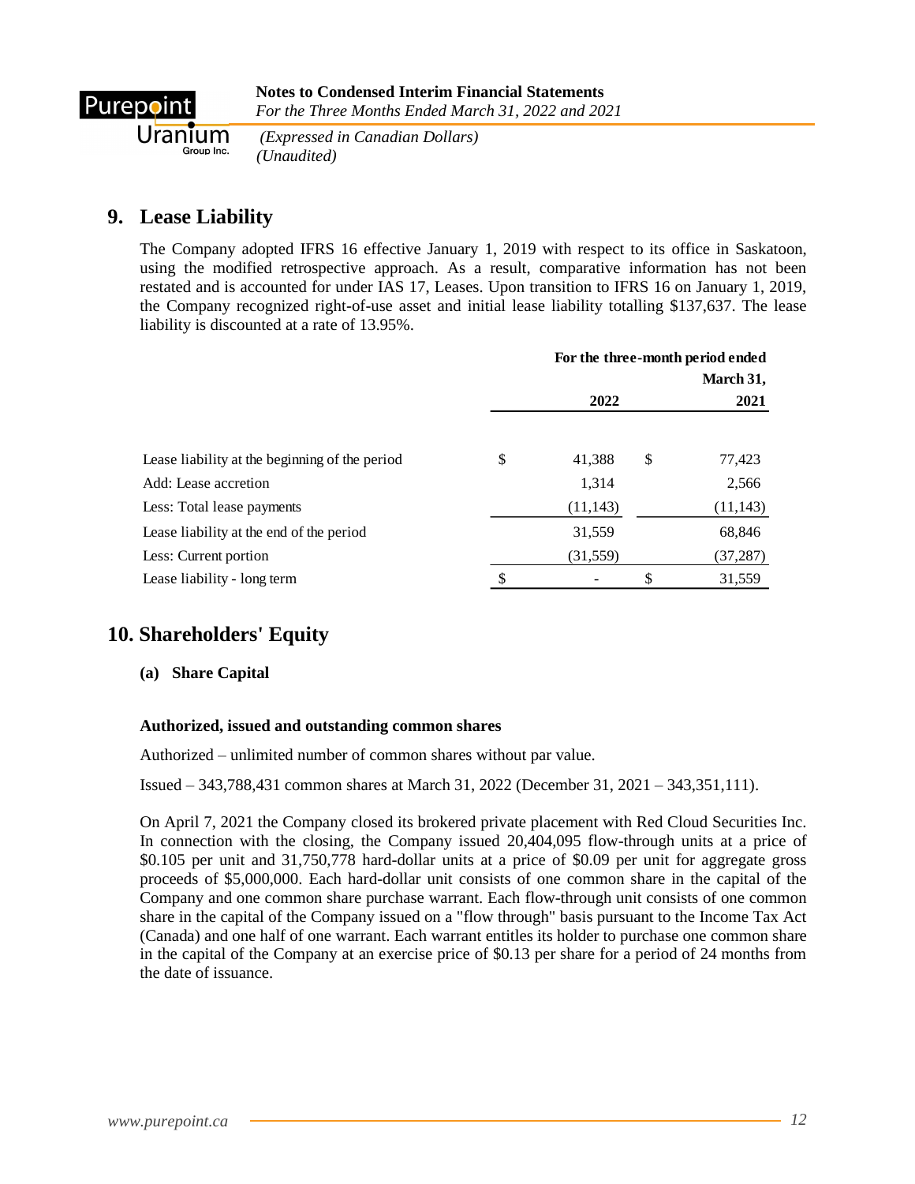## 9. Lease Liability

The Company adopted IFRS 16 effective January 1, 2019 with respect to its office in Saskatoon, using the modified retrospective approach. As a result, comparative information has not been restated and is accounted for under IAS 17, Leases. Upon transition to IFRS 16 on January 1, 2019, the Company recognized right-of-use asset and initial lease liability totalling $137,637. The lease liability is discounted at a rate of 13.95%.

| | For the three-month period ended March 31, 2022 | 2021 |
|---|---|---|
| Lease liability at the beginning of the period | $ 41,388 | $ 77,423 |
| Add: Lease accretion | 1,314 | 2,566 |
| Less: Total lease payments | (11,143) | (11,143) |
| Lease liability at the end of the period | 31,559 | 68,846 |
| Less: Current portion | (31,559) | (37,287) |
| Lease liability - long term | $ - | $ 31,559 |

## 10. Shareholders' Equity

### (a) Share Capital

**Authorized, issued and outstanding common shares**

Authorized – unlimited number of common shares without par value.

Issued – 343,788,431 common shares at March 31, 2022 (December 31, 2021 – 343,351,111).

On April 7, 2021 the Company closed its brokered private placement with Red Cloud Securities Inc. In connection with the closing, the Company issued 20,404,095 flow-through units at a price of $0.105 per unit and 31,750,778 hard-dollar units at a price of $0.09 per unit for aggregate gross proceeds of $5,000,000. Each hard-dollar unit consists of one common share in the capital of the Company and one common share purchase warrant. Each flow-through unit consists of one common share in the capital of the Company issued on a "flow through" basis pursuant to the Income Tax Act (Canada) and one half of one warrant. Each warrant entitles its holder to purchase one common share in the capital of the Company at an exercise price of $0.13 per share for a period of 24 months from the date of issuance.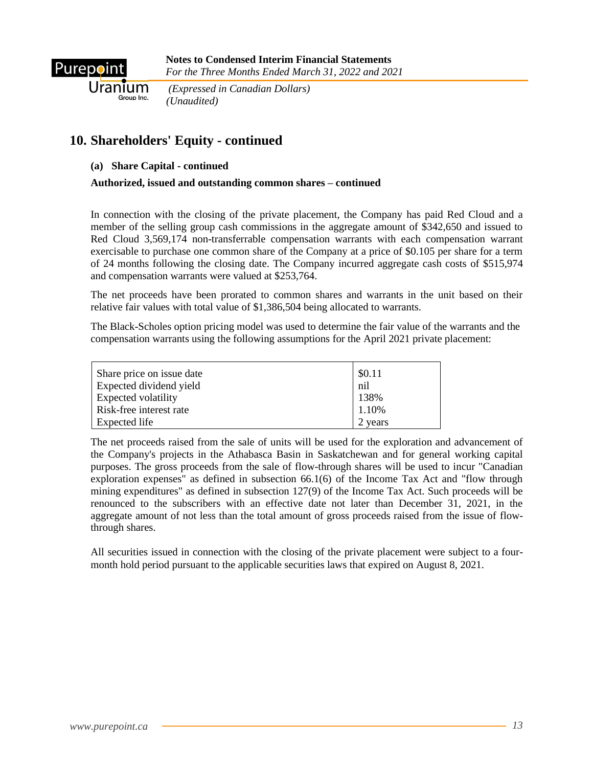## 10. Shareholders' Equity - continued

**(a) Share Capital - continued**

**Authorized, issued and outstanding common shares – continued**

In connection with the closing of the private placement, the Company has paid Red Cloud and a member of the selling group cash commissions in the aggregate amount of $342,650 and issued to Red Cloud 3,569,174 non-transferrable compensation warrants with each compensation warrant exercisable to purchase one common share of the Company at a price of $0.105 per share for a term of 24 months following the closing date. The Company incurred aggregate cash costs of $515,974 and compensation warrants were valued at $253,764.

The net proceeds have been prorated to common shares and warrants in the unit based on their relative fair values with total value of $1,386,504 being allocated to warrants.

The Black-Scholes option pricing model was used to determine the fair value of the warrants and the compensation warrants using the following assumptions for the April 2021 private placement:

| | |
|---|---|
| Share price on issue date | $0.11 |
| Expected dividend yield | nil |
| Expected volatility | 138% |
| Risk-free interest rate | 1.10% |
| Expected life | 2 years |

The net proceeds raised from the sale of units will be used for the exploration and advancement of the Company's projects in the Athabasca Basin in Saskatchewan and for general working capital purposes. The gross proceeds from the sale of flow-through shares will be used to incur "Canadian exploration expenses" as defined in subsection 66.1(6) of the Income Tax Act and "flow through mining expenditures" as defined in subsection 127(9) of the Income Tax Act. Such proceeds will be renounced to the subscribers with an effective date not later than December 31, 2021, in the aggregate amount of not less than the total amount of gross proceeds raised from the issue of flow-through shares.

All securities issued in connection with the closing of the private placement were subject to a four-month hold period pursuant to the applicable securities laws that expired on August 8, 2021.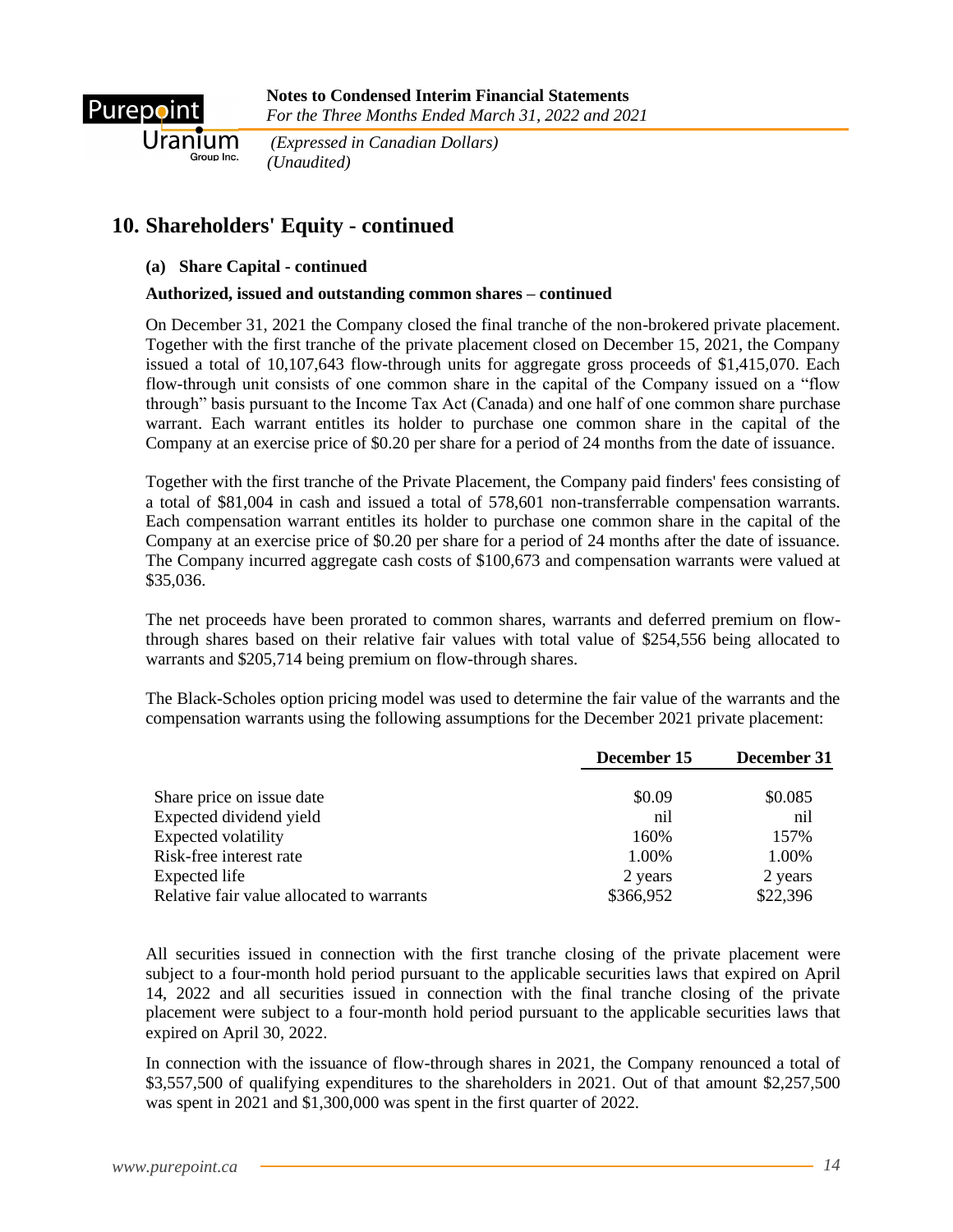## 10. Shareholders' Equity - continued

### (a) Share Capital - continued

**Authorized, issued and outstanding common shares – continued**

On December 31, 2021 the Company closed the final tranche of the non-brokered private placement. Together with the first tranche of the private placement closed on December 15, 2021, the Company issued a total of 10,107,643 flow-through units for aggregate gross proceeds of $1,415,070. Each flow-through unit consists of one common share in the capital of the Company issued on a "flow through" basis pursuant to the Income Tax Act (Canada) and one half of one common share purchase warrant. Each warrant entitles its holder to purchase one common share in the capital of the Company at an exercise price of $0.20 per share for a period of 24 months from the date of issuance.

Together with the first tranche of the Private Placement, the Company paid finders' fees consisting of a total of $81,004 in cash and issued a total of 578,601 non-transferrable compensation warrants. Each compensation warrant entitles its holder to purchase one common share in the capital of the Company at an exercise price of $0.20 per share for a period of 24 months after the date of issuance. The Company incurred aggregate cash costs of $100,673 and compensation warrants were valued at $35,036.

The net proceeds have been prorated to common shares, warrants and deferred premium on flow-through shares based on their relative fair values with total value of $254,556 being allocated to warrants and $205,714 being premium on flow-through shares.

The Black-Scholes option pricing model was used to determine the fair value of the warrants and the compensation warrants using the following assumptions for the December 2021 private placement:

| | December 15 | December 31 |
|---|---|---|
| Share price on issue date | $0.09 | $0.085 |
| Expected dividend yield | nil | nil |
| Expected volatility | 160% | 157% |
| Risk-free interest rate | 1.00% | 1.00% |
| Expected life | 2 years | 2 years |
| Relative fair value allocated to warrants | $366,952 | $22,396 |

All securities issued in connection with the first tranche closing of the private placement were subject to a four-month hold period pursuant to the applicable securities laws that expired on April 14, 2022 and all securities issued in connection with the final tranche closing of the private placement were subject to a four-month hold period pursuant to the applicable securities laws that expired on April 30, 2022.

In connection with the issuance of flow-through shares in 2021, the Company renounced a total of $3,557,500 of qualifying expenditures to the shareholders in 2021. Out of that amount $2,257,500 was spent in 2021 and $1,300,000 was spent in the first quarter of 2022.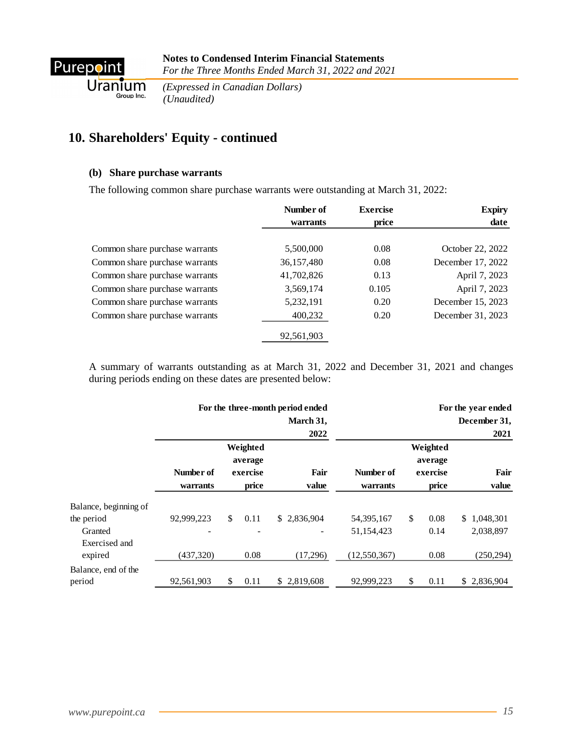## 10. Shareholders' Equity - continued

### (b) Share purchase warrants

The following common share purchase warrants were outstanding at March 31, 2022:

| | Number of warrants | Exercise price | Expiry date |
|---|---|---|---|
| Common share purchase warrants | 5,500,000 | 0.08 | October 22, 2022 |
| Common share purchase warrants | 36,157,480 | 0.08 | December 17, 2022 |
| Common share purchase warrants | 41,702,826 | 0.13 | April 7, 2023 |
| Common share purchase warrants | 3,569,174 | 0.105 | April 7, 2023 |
| Common share purchase warrants | 5,232,191 | 0.20 | December 15, 2023 |
| Common share purchase warrants | 400,232 | 0.20 | December 31, 2023 |
| | 92,561,903 | | |

A summary of warrants outstanding as at March 31, 2022 and December 31, 2021 and changes during periods ending on these dates are presented below:

| | For the three-month period ended March 31, 2022 | | | For the year ended December 31, 2021 | | |
|---|---|---|---|---|---|---|
| | Number of warrants | Weighted average exercise price | Fair value | Number of warrants | Weighted average exercise price | Fair value |
| Balance, beginning of the period | 92,999,223 | $ 0.11 | $ 2,836,904 | 54,395,167 | $ 0.08 | $ 1,048,301 |
| Granted | - | - | - | 51,154,423 | 0.14 | 2,038,897 |
| Exercised and expired | (437,320) | 0.08 | (17,296) | (12,550,367) | 0.08 | (250,294) |
| Balance, end of the period | 92,561,903 | $ 0.11 | $ 2,819,608 | 92,999,223 | $ 0.11 | $ 2,836,904 |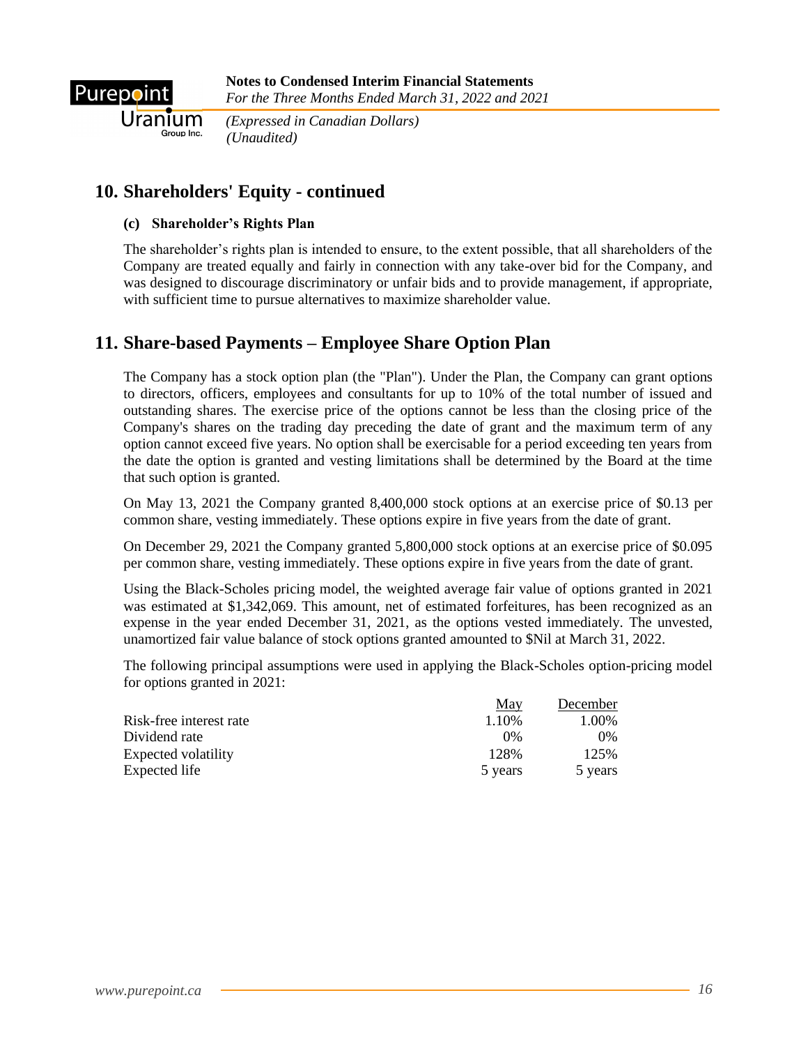## 10. Shareholders' Equity - continued

### (c) Shareholder's Rights Plan

The shareholder's rights plan is intended to ensure, to the extent possible, that all shareholders of the Company are treated equally and fairly in connection with any take-over bid for the Company, and was designed to discourage discriminatory or unfair bids and to provide management, if appropriate, with sufficient time to pursue alternatives to maximize shareholder value.

## 11. Share-based Payments – Employee Share Option Plan

The Company has a stock option plan (the "Plan"). Under the Plan, the Company can grant options to directors, officers, employees and consultants for up to 10% of the total number of issued and outstanding shares. The exercise price of the options cannot be less than the closing price of the Company's shares on the trading day preceding the date of grant and the maximum term of any option cannot exceed five years. No option shall be exercisable for a period exceeding ten years from the date the option is granted and vesting limitations shall be determined by the Board at the time that such option is granted.

On May 13, 2021 the Company granted 8,400,000 stock options at an exercise price of $0.13 per common share, vesting immediately. These options expire in five years from the date of grant.

On December 29, 2021 the Company granted 5,800,000 stock options at an exercise price of $0.095 per common share, vesting immediately. These options expire in five years from the date of grant.

Using the Black-Scholes pricing model, the weighted average fair value of options granted in 2021 was estimated at $1,342,069. This amount, net of estimated forfeitures, has been recognized as an expense in the year ended December 31, 2021, as the options vested immediately. The unvested, unamortized fair value balance of stock options granted amounted to $Nil at March 31, 2022.

The following principal assumptions were used in applying the Black-Scholes option-pricing model for options granted in 2021:

| | May | December |
|---|---|---|
| Risk-free interest rate | 1.10% | 1.00% |
| Dividend rate | 0% | 0% |
| Expected volatility | 128% | 125% |
| Expected life | 5 years | 5 years |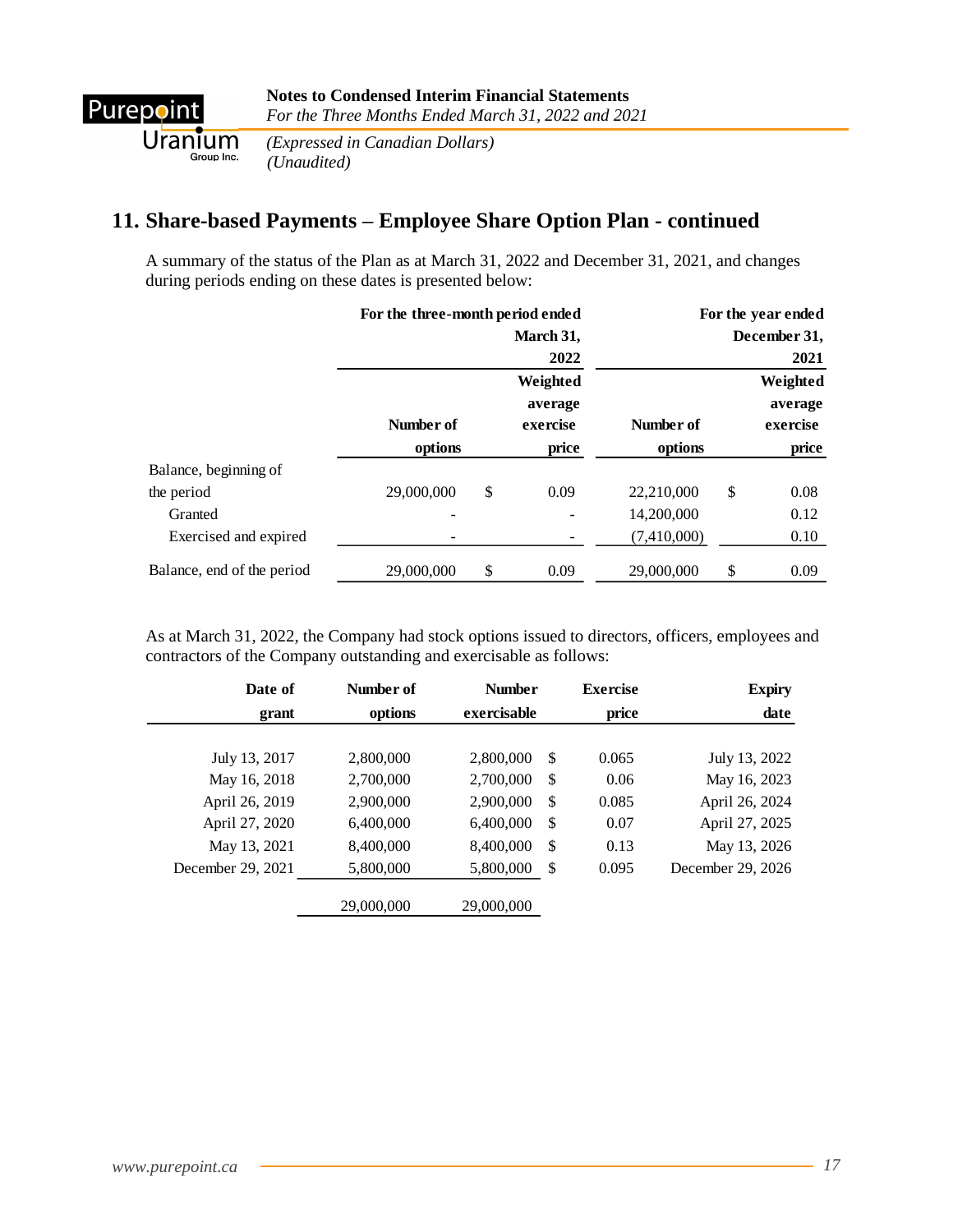## 11. Share-based Payments – Employee Share Option Plan - continued

A summary of the status of the Plan as at March 31, 2022 and December 31, 2021, and changes during periods ending on these dates is presented below:

| | For the three-month period ended March 31, 2022 | | | For the year ended December 31, 2021 | | |
|---|---|---|---|---|---|---|
| | Number of options | | Weighted average exercise price | Number of options | | Weighted average exercise price |
| Balance, beginning of the period | 29,000,000 | $ | 0.09 | 22,210,000 | $ | 0.08 |
| Granted | - | | - | 14,200,000 | | 0.12 |
| Exercised and expired | - | | - | (7,410,000) | | 0.10 |
| Balance, end of the period | 29,000,000 | $ | 0.09 | 29,000,000 | $ | 0.09 |

As at March 31, 2022, the Company had stock options issued to directors, officers, employees and contractors of the Company outstanding and exercisable as follows:

| Date of grant | Number of options | Number exercisable | | Exercise price | Expiry date |
|---|---|---|---|---|---|
| July 13, 2017 | 2,800,000 | 2,800,000 | $ | 0.065 | July 13, 2022 |
| May 16, 2018 | 2,700,000 | 2,700,000 | $ | 0.06 | May 16, 2023 |
| April 26, 2019 | 2,900,000 | 2,900,000 | $ | 0.085 | April 26, 2024 |
| April 27, 2020 | 6,400,000 | 6,400,000 | $ | 0.07 | April 27, 2025 |
| May 13, 2021 | 8,400,000 | 8,400,000 | $ | 0.13 | May 13, 2026 |
| December 29, 2021 | 5,800,000 | 5,800,000 | $ | 0.095 | December 29, 2026 |
| | 29,000,000 | 29,000,000 | | | |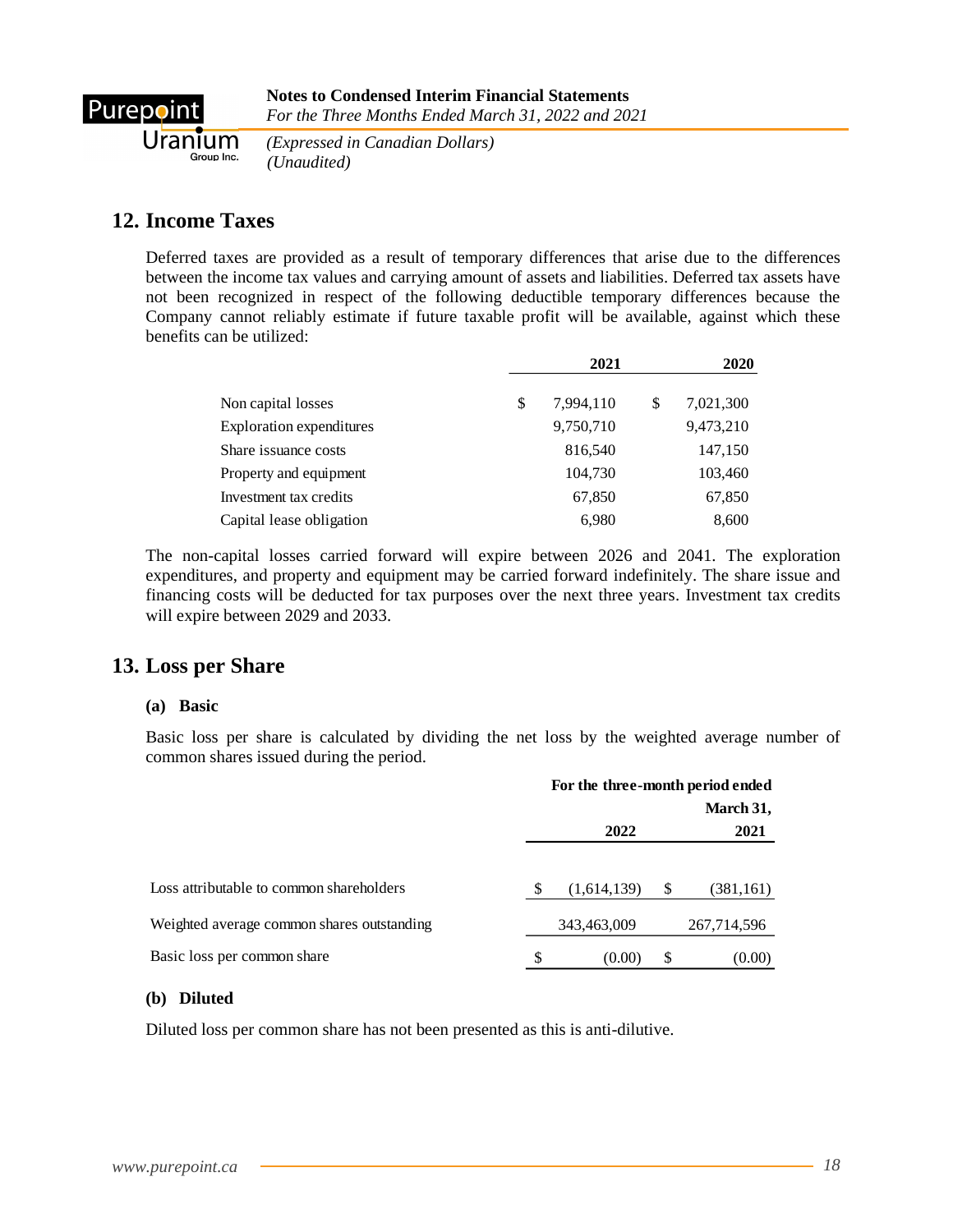## 12. Income Taxes

Deferred taxes are provided as a result of temporary differences that arise due to the differences between the income tax values and carrying amount of assets and liabilities. Deferred tax assets have not been recognized in respect of the following deductible temporary differences because the Company cannot reliably estimate if future taxable profit will be available, against which these benefits can be utilized:

| | 2021 | 2020 |
|---|---|---|
| Non capital losses | $ 7,994,110 | $ 7,021,300 |
| Exploration expenditures | 9,750,710 | 9,473,210 |
| Share issuance costs | 816,540 | 147,150 |
| Property and equipment | 104,730 | 103,460 |
| Investment tax credits | 67,850 | 67,850 |
| Capital lease obligation | 6,980 | 8,600 |

The non-capital losses carried forward will expire between 2026 and 2041. The exploration expenditures, and property and equipment may be carried forward indefinitely. The share issue and financing costs will be deducted for tax purposes over the next three years. Investment tax credits will expire between 2029 and 2033.

## 13. Loss per Share

### (a) Basic

Basic loss per share is calculated by dividing the net loss by the weighted average number of common shares issued during the period.

| | For the three-month period ended March 31, | |
|---|---|---|
| | 2022 | 2021 |
| Loss attributable to common shareholders | $ (1,614,139) | $ (381,161) |
| Weighted average common shares outstanding | 343,463,009 | 267,714,596 |
| Basic loss per common share | $ (0.00) | $ (0.00) |

### (b) Diluted

Diluted loss per common share has not been presented as this is anti-dilutive.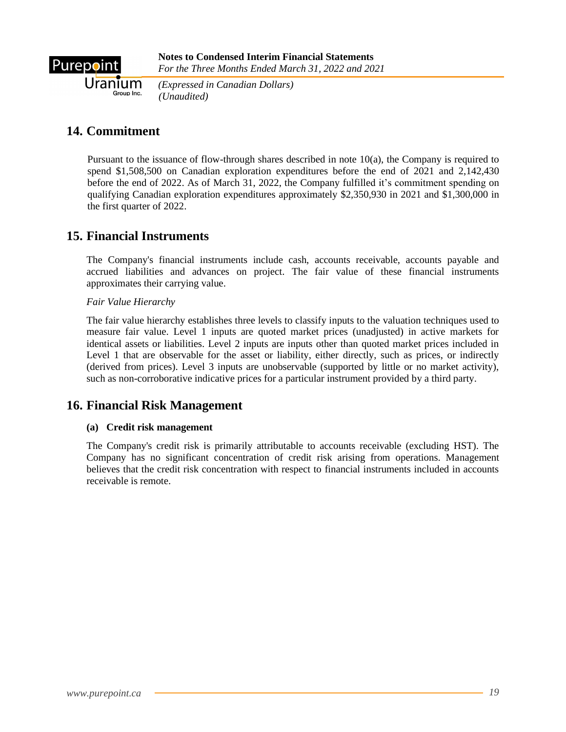## 14. Commitment

Pursuant to the issuance of flow-through shares described in note 10(a), the Company is required to spend $1,508,500 on Canadian exploration expenditures before the end of 2021 and 2,142,430 before the end of 2022. As of March 31, 2022, the Company fulfilled it's commitment spending on qualifying Canadian exploration expenditures approximately $2,350,930 in 2021 and $1,300,000 in the first quarter of 2022.

## 15. Financial Instruments

The Company's financial instruments include cash, accounts receivable, accounts payable and accrued liabilities and advances on project. The fair value of these financial instruments approximates their carrying value.

*Fair Value Hierarchy*

The fair value hierarchy establishes three levels to classify inputs to the valuation techniques used to measure fair value. Level 1 inputs are quoted market prices (unadjusted) in active markets for identical assets or liabilities. Level 2 inputs are inputs other than quoted market prices included in Level 1 that are observable for the asset or liability, either directly, such as prices, or indirectly (derived from prices). Level 3 inputs are unobservable (supported by little or no market activity), such as non-corroborative indicative prices for a particular instrument provided by a third party.

## 16. Financial Risk Management

**(a) Credit risk management**

The Company's credit risk is primarily attributable to accounts receivable (excluding HST). The Company has no significant concentration of credit risk arising from operations. Management believes that the credit risk concentration with respect to financial instruments included in accounts receivable is remote.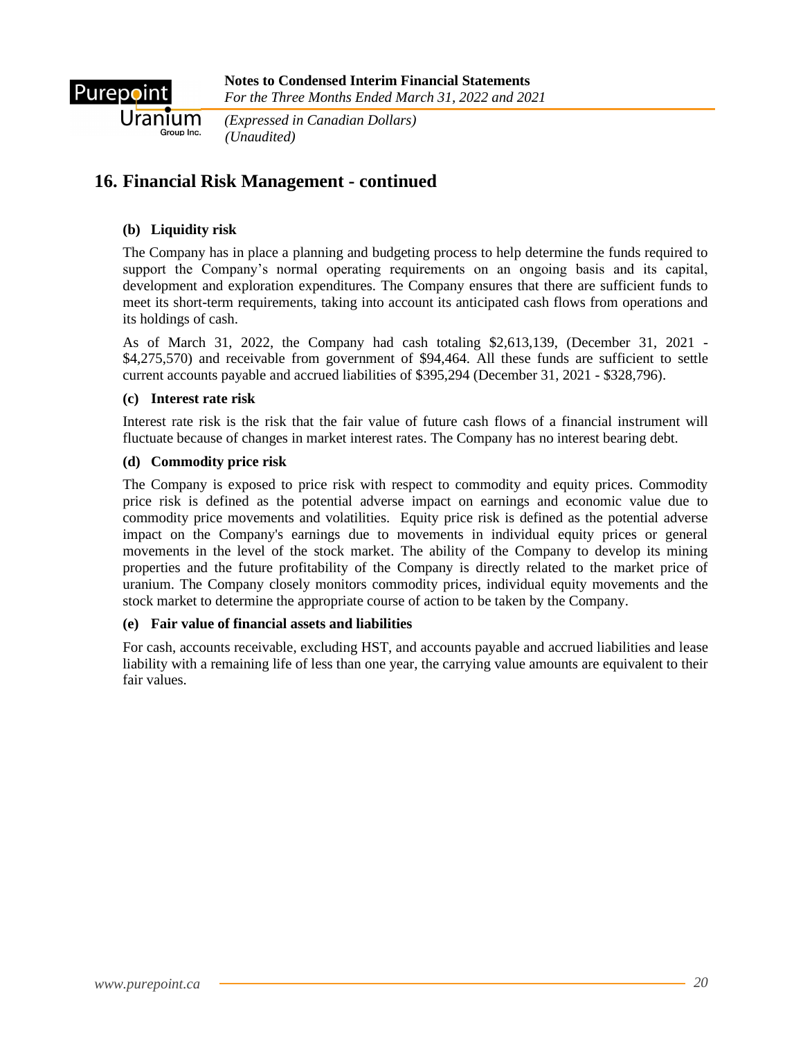## 16. Financial Risk Management - continued

### (b) Liquidity risk

The Company has in place a planning and budgeting process to help determine the funds required to support the Company's normal operating requirements on an ongoing basis and its capital, development and exploration expenditures. The Company ensures that there are sufficient funds to meet its short-term requirements, taking into account its anticipated cash flows from operations and its holdings of cash.

As of March 31, 2022, the Company had cash totaling $2,613,139, (December 31, 2021 - $4,275,570) and receivable from government of $94,464. All these funds are sufficient to settle current accounts payable and accrued liabilities of $395,294 (December 31, 2021 - $328,796).

### (c) Interest rate risk

Interest rate risk is the risk that the fair value of future cash flows of a financial instrument will fluctuate because of changes in market interest rates. The Company has no interest bearing debt.

### (d) Commodity price risk

The Company is exposed to price risk with respect to commodity and equity prices. Commodity price risk is defined as the potential adverse impact on earnings and economic value due to commodity price movements and volatilities. Equity price risk is defined as the potential adverse impact on the Company's earnings due to movements in individual equity prices or general movements in the level of the stock market. The ability of the Company to develop its mining properties and the future profitability of the Company is directly related to the market price of uranium. The Company closely monitors commodity prices, individual equity movements and the stock market to determine the appropriate course of action to be taken by the Company.

### (e) Fair value of financial assets and liabilities

For cash, accounts receivable, excluding HST, and accounts payable and accrued liabilities and lease liability with a remaining life of less than one year, the carrying value amounts are equivalent to their fair values.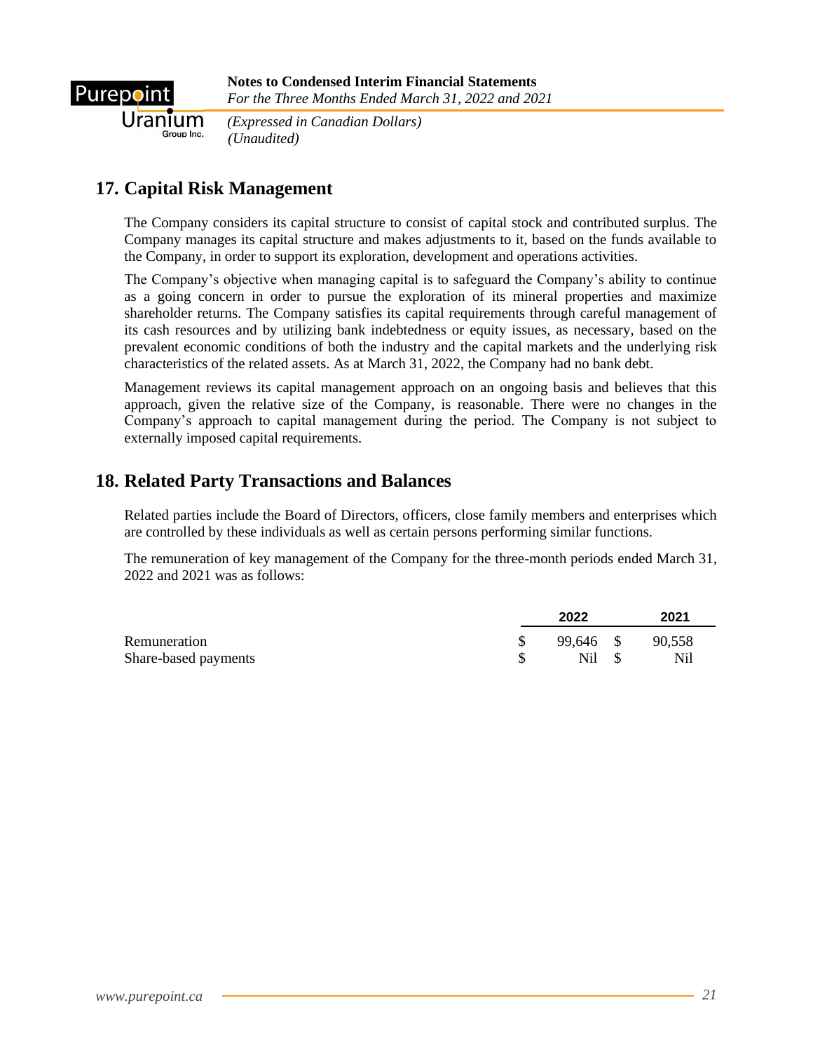## 17. Capital Risk Management

The Company considers its capital structure to consist of capital stock and contributed surplus. The Company manages its capital structure and makes adjustments to it, based on the funds available to the Company, in order to support its exploration, development and operations activities.

The Company's objective when managing capital is to safeguard the Company's ability to continue as a going concern in order to pursue the exploration of its mineral properties and maximize shareholder returns. The Company satisfies its capital requirements through careful management of its cash resources and by utilizing bank indebtedness or equity issues, as necessary, based on the prevalent economic conditions of both the industry and the capital markets and the underlying risk characteristics of the related assets. As at March 31, 2022, the Company had no bank debt.

Management reviews its capital management approach on an ongoing basis and believes that this approach, given the relative size of the Company, is reasonable. There were no changes in the Company's approach to capital management during the period. The Company is not subject to externally imposed capital requirements.

## 18. Related Party Transactions and Balances

Related parties include the Board of Directors, officers, close family members and enterprises which are controlled by these individuals as well as certain persons performing similar functions.

The remuneration of key management of the Company for the three-month periods ended March 31, 2022 and 2021 was as follows:

| | 2022 | 2021 |
|---|---|---|
| Remuneration | $ 99,646 | $ 90,558 |
| Share-based payments | $ Nil | $ Nil |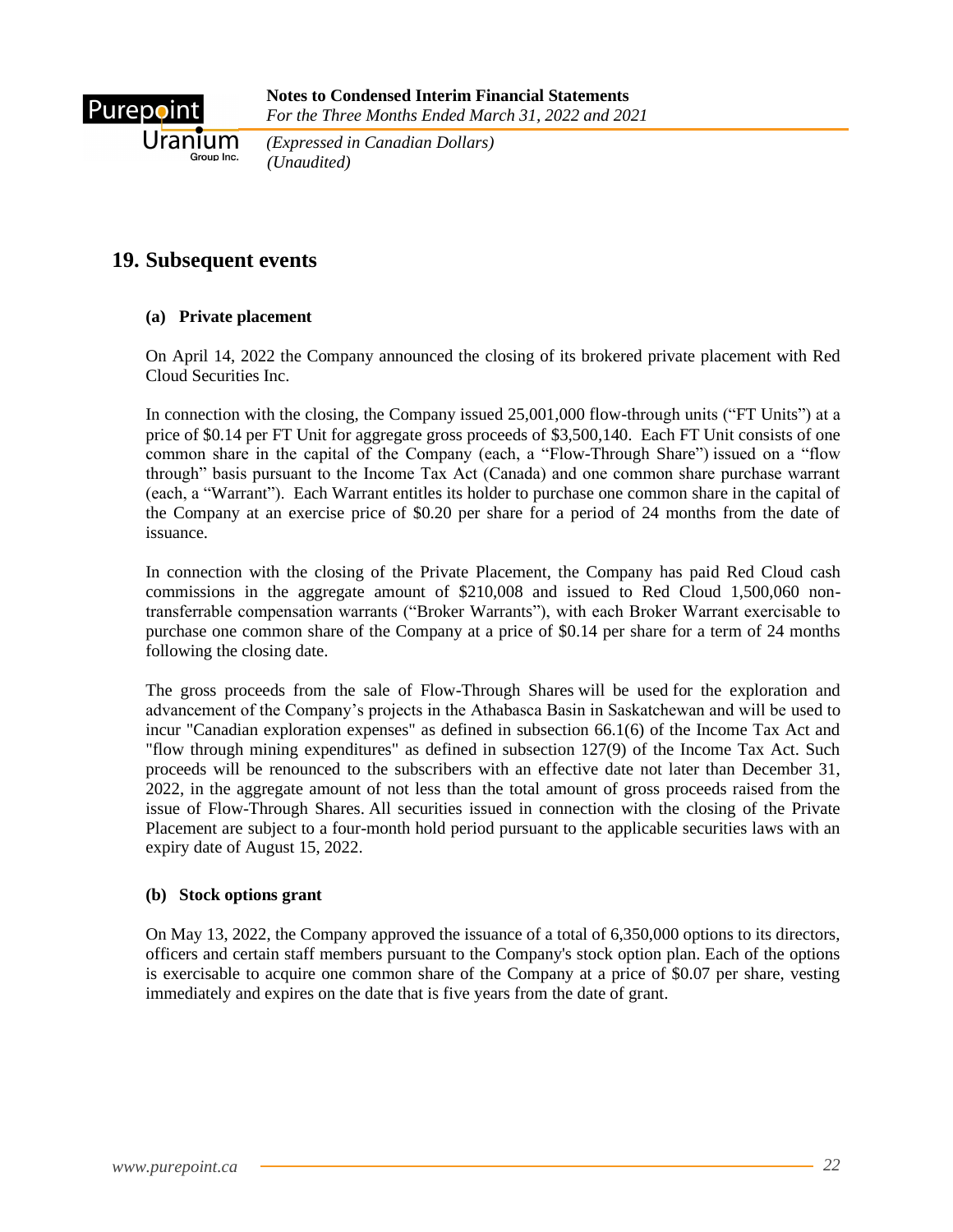## 19. Subsequent events

### (a) Private placement

On April 14, 2022 the Company announced the closing of its brokered private placement with Red Cloud Securities Inc.

In connection with the closing, the Company issued 25,001,000 flow-through units ("FT Units") at a price of $0.14 per FT Unit for aggregate gross proceeds of $3,500,140. Each FT Unit consists of one common share in the capital of the Company (each, a "Flow-Through Share") issued on a "flow through" basis pursuant to the Income Tax Act (Canada) and one common share purchase warrant (each, a "Warrant"). Each Warrant entitles its holder to purchase one common share in the capital of the Company at an exercise price of $0.20 per share for a period of 24 months from the date of issuance.

In connection with the closing of the Private Placement, the Company has paid Red Cloud cash commissions in the aggregate amount of $210,008 and issued to Red Cloud 1,500,060 non-transferrable compensation warrants ("Broker Warrants"), with each Broker Warrant exercisable to purchase one common share of the Company at a price of $0.14 per share for a term of 24 months following the closing date.

The gross proceeds from the sale of Flow-Through Shares will be used for the exploration and advancement of the Company's projects in the Athabasca Basin in Saskatchewan and will be used to incur "Canadian exploration expenses" as defined in subsection 66.1(6) of the Income Tax Act and "flow through mining expenditures" as defined in subsection 127(9) of the Income Tax Act. Such proceeds will be renounced to the subscribers with an effective date not later than December 31, 2022, in the aggregate amount of not less than the total amount of gross proceeds raised from the issue of Flow-Through Shares. All securities issued in connection with the closing of the Private Placement are subject to a four-month hold period pursuant to the applicable securities laws with an expiry date of August 15, 2022.

### (b) Stock options grant

On May 13, 2022, the Company approved the issuance of a total of 6,350,000 options to its directors, officers and certain staff members pursuant to the Company's stock option plan. Each of the options is exercisable to acquire one common share of the Company at a price of $0.07 per share, vesting immediately and expires on the date that is five years from the date of grant.